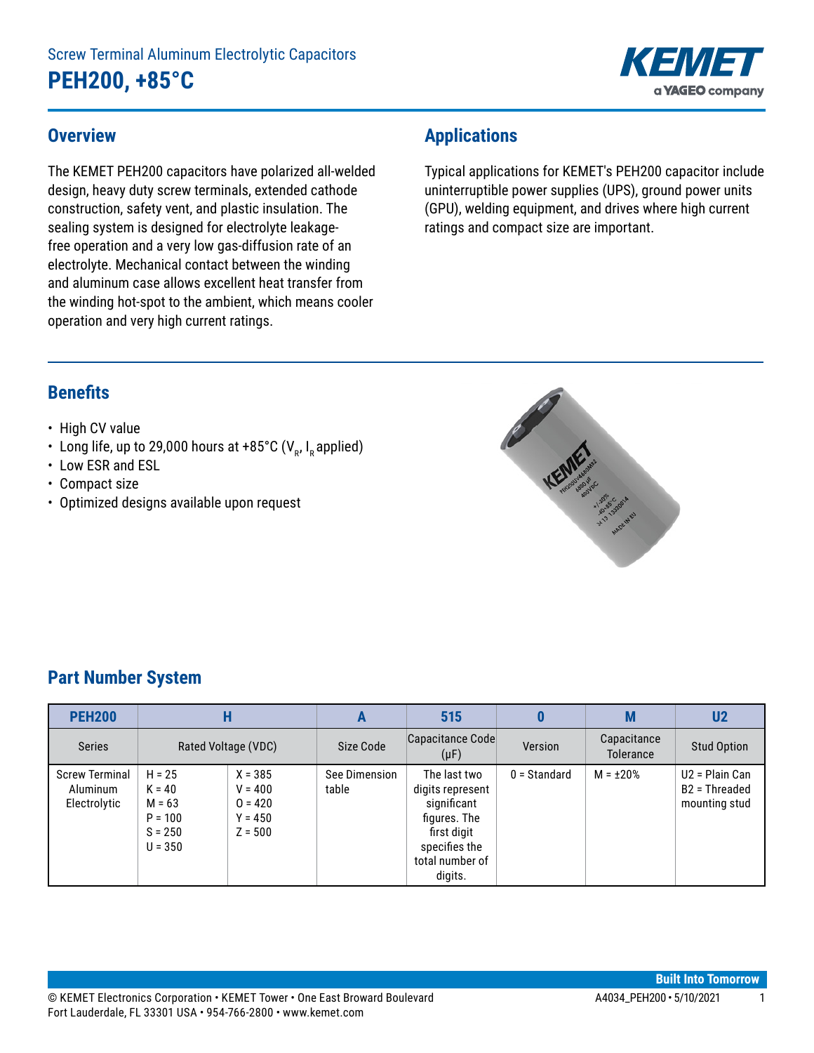# Screw Terminal Aluminum Electrolytic Capacitors

# PEH200, +85°C

## Overview

The KEMET PEH200 capacitors have polarized all-welded design, heavy duty screw terminals, extended cathode construction, safety vent, and plastic insulation. The sealing system is designed for electrolyte leakage-free operation and a very low gas-diffusion rate of an electrolyte. Mechanical contact between the winding and aluminum case allows excellent heat transfer from the winding hot-spot to the ambient, which means cooler operation and very high current ratings.

## Applications

Typical applications for KEMET's PEH200 capacitor include uninterruptible power supplies (UPS), ground power units (GPU), welding equipment, and drives where high current ratings and compact size are important.

## Benefits

- High CV value
- Long life, up to 29,000 hours at +85°C ($V_R$, $I_R$ applied)
- Low ESR and ESL
- Compact size
- Optimized designs available upon request

## Part Number System

| PEH200 | H | | A | 515 | 0 | M | U2 |
|---|---|---|---|---|---|---|---|
| Series | Rated Voltage (VDC) | | Size Code | Capacitance Code (μF) | Version | Capacitance Tolerance | Stud Option |
| Screw Terminal Aluminum Electrolytic | H = 25<br>K = 40<br>M = 63<br>P = 100<br>S = 250<br>U = 350 | X = 385<br>V = 400<br>O = 420<br>Y = 450<br>Z = 500 | See Dimension table | The last two digits represent significant figures. The first digit specifies the total number of digits. | 0 = Standard | M = ±20% | U2 = Plain Can<br>B2 = Threaded mounting stud |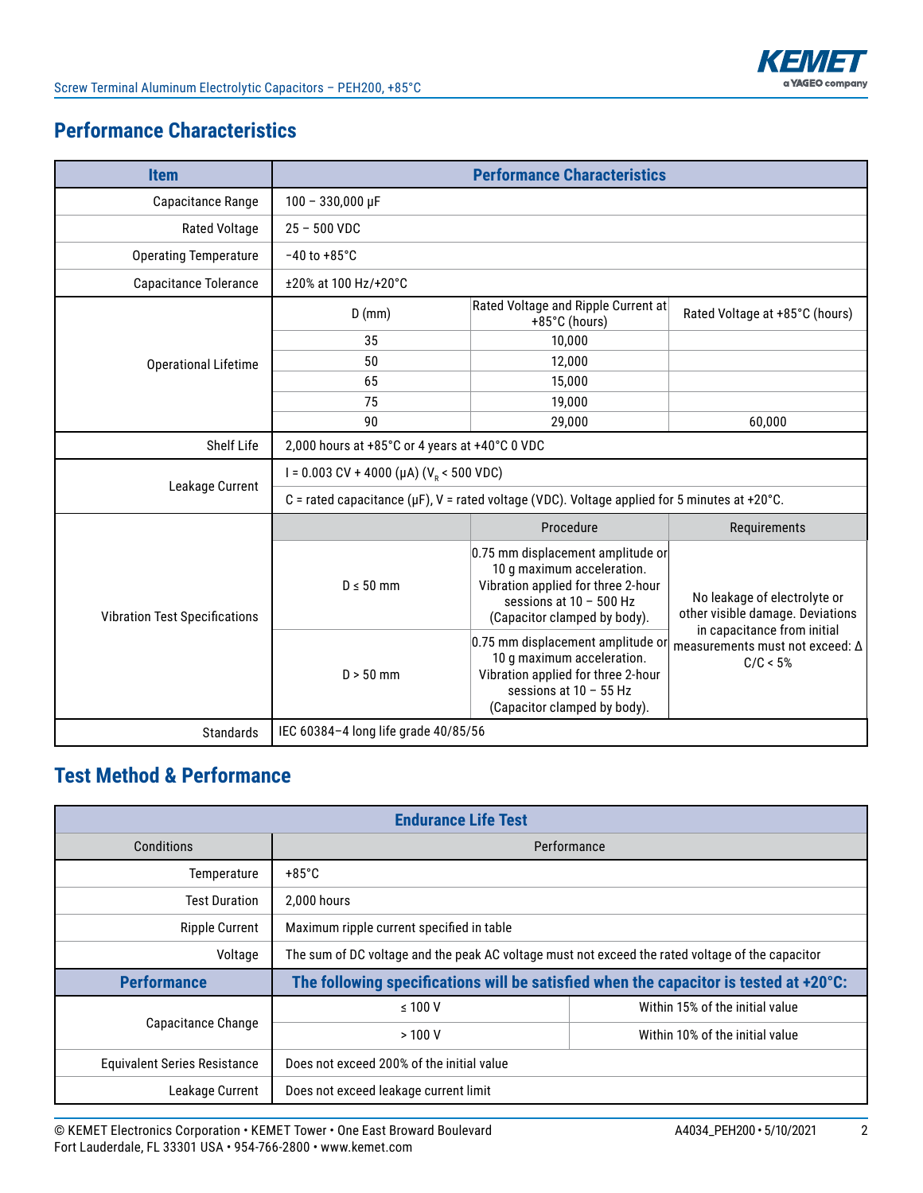## Performance Characteristics

| Item | Performance Characteristics | | |
|---|---|---|---|
| Capacitance Range | 100 – 330,000 µF | | |
| Rated Voltage | 25 – 500 VDC | | |
| Operating Temperature | −40 to +85°C | | |
| Capacitance Tolerance | ±20% at 100 Hz/+20°C | | |
| Operational Lifetime | D (mm) | Rated Voltage and Ripple Current at +85°C (hours) | Rated Voltage at +85°C (hours) |
| | 35 | 10,000 | |
| | 50 | 12,000 | |
| | 65 | 15,000 | |
| | 75 | 19,000 | |
| | 90 | 29,000 | 60,000 |
| Shelf Life | 2,000 hours at +85°C or 4 years at +40°C 0 VDC | | |
| Leakage Current | I = 0.003 CV + 4000 (µA) ($V_R$ < 500 VDC) | | |
| | C = rated capacitance (µF), V = rated voltage (VDC). Voltage applied for 5 minutes at +20°C. | | |
| Vibration Test Specifications | | Procedure | Requirements |
| | D ≤ 50 mm | 0.75 mm displacement amplitude or 10 g maximum acceleration. Vibration applied for three 2-hour sessions at 10 – 500 Hz (Capacitor clamped by body). | No leakage of electrolyte or other visible damage. Deviations in capacitance from initial measurements must not exceed: Δ C/C < 5% |
| | D > 50 mm | 0.75 mm displacement amplitude or 10 g maximum acceleration. Vibration applied for three 2-hour sessions at 10 – 55 Hz (Capacitor clamped by body). | |
| Standards | IEC 60384–4 long life grade 40/85/56 | | |

## Test Method & Performance

| Endurance Life Test | | |
|---|---|---|
| Conditions | Performance | |
| Temperature | +85°C | |
| Test Duration | 2,000 hours | |
| Ripple Current | Maximum ripple current specified in table | |
| Voltage | The sum of DC voltage and the peak AC voltage must not exceed the rated voltage of the capacitor | |
| **Performance** | **The following specifications will be satisfied when the capacitor is tested at +20°C:** | |
| Capacitance Change | ≤ 100 V | Within 15% of the initial value |
| | > 100 V | Within 10% of the initial value |
| Equivalent Series Resistance | Does not exceed 200% of the initial value | |
| Leakage Current | Does not exceed leakage current limit | |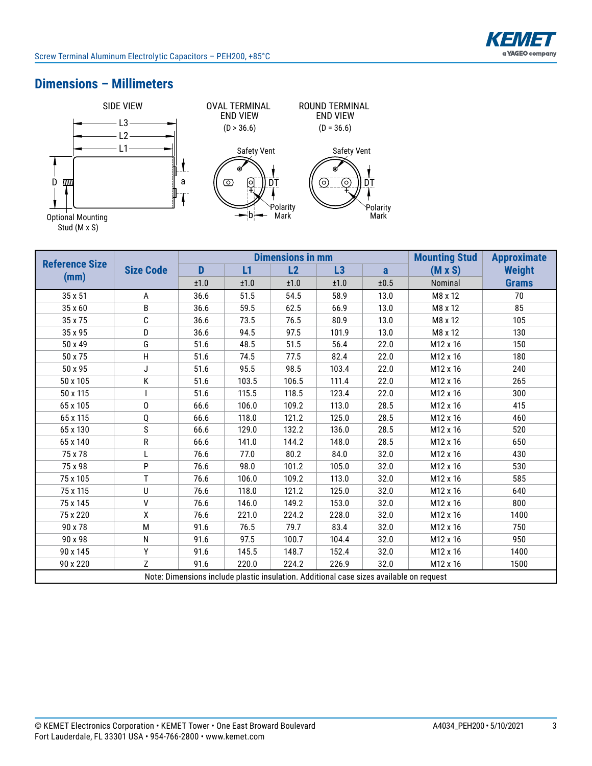## Dimensions – Millimeters

SIDE VIEW

OVAL TERMINAL END VIEW (D > 36.6)

ROUND TERMINAL END VIEW (D = 36.6)

Safety Vent

Polarity Mark

Optional Mounting Stud (M x S)

| Reference Size (mm) | Size Code | Dimensions in mm | | | | | Mounting Stud (M x S) | Approximate Weight Grams |
|---|---|---|---|---|---|---|---|---|
| | | D | L1 | L2 | L3 | a | | |
| | | ±1.0 | ±1.0 | ±1.0 | ±1.0 | ±0.5 | Nominal | |
| 35 x 51 | A | 36.6 | 51.5 | 54.5 | 58.9 | 13.0 | M8 x 12 | 70 |
| 35 x 60 | B | 36.6 | 59.5 | 62.5 | 66.9 | 13.0 | M8 x 12 | 85 |
| 35 x 75 | C | 36.6 | 73.5 | 76.5 | 80.9 | 13.0 | M8 x 12 | 105 |
| 35 x 95 | D | 36.6 | 94.5 | 97.5 | 101.9 | 13.0 | M8 x 12 | 130 |
| 50 x 49 | G | 51.6 | 48.5 | 51.5 | 56.4 | 22.0 | M12 x 16 | 150 |
| 50 x 75 | H | 51.6 | 74.5 | 77.5 | 82.4 | 22.0 | M12 x 16 | 180 |
| 50 x 95 | J | 51.6 | 95.5 | 98.5 | 103.4 | 22.0 | M12 x 16 | 240 |
| 50 x 105 | K | 51.6 | 103.5 | 106.5 | 111.4 | 22.0 | M12 x 16 | 265 |
| 50 x 115 | I | 51.6 | 115.5 | 118.5 | 123.4 | 22.0 | M12 x 16 | 300 |
| 65 x 105 | O | 66.6 | 106.0 | 109.2 | 113.0 | 28.5 | M12 x 16 | 415 |
| 65 x 115 | Q | 66.6 | 118.0 | 121.2 | 125.0 | 28.5 | M12 x 16 | 460 |
| 65 x 130 | S | 66.6 | 129.0 | 132.2 | 136.0 | 28.5 | M12 x 16 | 520 |
| 65 x 140 | R | 66.6 | 141.0 | 144.2 | 148.0 | 28.5 | M12 x 16 | 650 |
| 75 x 78 | L | 76.6 | 77.0 | 80.2 | 84.0 | 32.0 | M12 x 16 | 430 |
| 75 x 98 | P | 76.6 | 98.0 | 101.2 | 105.0 | 32.0 | M12 x 16 | 530 |
| 75 x 105 | T | 76.6 | 106.0 | 109.2 | 113.0 | 32.0 | M12 x 16 | 585 |
| 75 x 115 | U | 76.6 | 118.0 | 121.2 | 125.0 | 32.0 | M12 x 16 | 640 |
| 75 x 145 | V | 76.6 | 146.0 | 149.2 | 153.0 | 32.0 | M12 x 16 | 800 |
| 75 x 220 | X | 76.6 | 221.0 | 224.2 | 228.0 | 32.0 | M12 x 16 | 1400 |
| 90 x 78 | M | 91.6 | 76.5 | 79.7 | 83.4 | 32.0 | M12 x 16 | 750 |
| 90 x 98 | N | 91.6 | 97.5 | 100.7 | 104.4 | 32.0 | M12 x 16 | 950 |
| 90 x 145 | Y | 91.6 | 145.5 | 148.7 | 152.4 | 32.0 | M12 x 16 | 1400 |
| 90 x 220 | Z | 91.6 | 220.0 | 224.2 | 226.9 | 32.0 | M12 x 16 | 1500 |

Note: Dimensions include plastic insulation. Additional case sizes available on request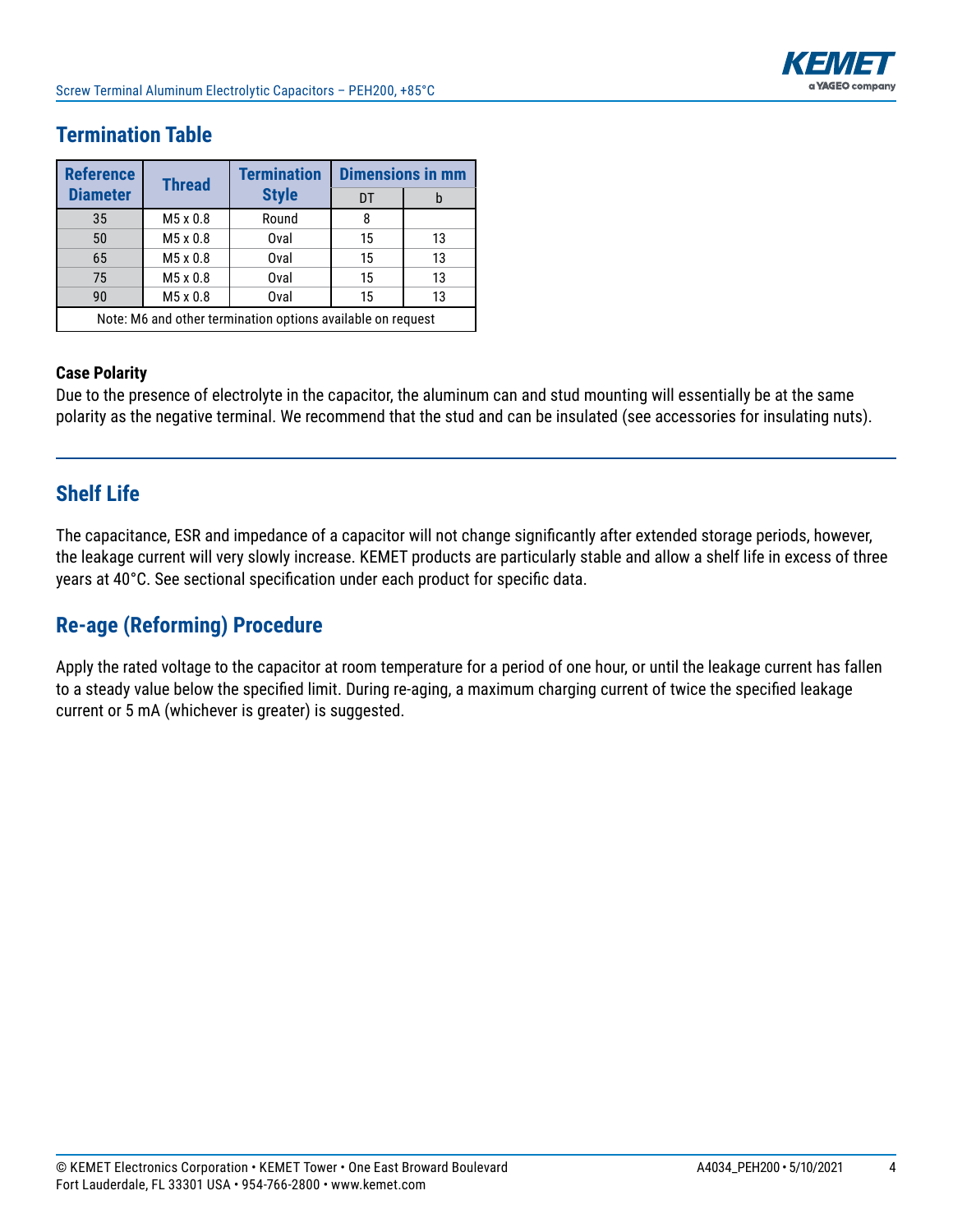## Termination Table

| Reference Diameter | Thread | Termination Style | Dimensions in mm | |
|---|---|---|---|---|
| | | | DT | b |
| 35 | M5 x 0.8 | Round | 8 | |
| 50 | M5 x 0.8 | Oval | 15 | 13 |
| 65 | M5 x 0.8 | Oval | 15 | 13 |
| 75 | M5 x 0.8 | Oval | 15 | 13 |
| 90 | M5 x 0.8 | Oval | 15 | 13 |
| Note: M6 and other termination options available on request | | | | |

**Case Polarity**

Due to the presence of electrolyte in the capacitor, the aluminum can and stud mounting will essentially be at the same polarity as the negative terminal. We recommend that the stud and can be insulated (see accessories for insulating nuts).

## Shelf Life

The capacitance, ESR and impedance of a capacitor will not change significantly after extended storage periods, however, the leakage current will very slowly increase. KEMET products are particularly stable and allow a shelf life in excess of three years at 40°C. See sectional specification under each product for specific data.

## Re-age (Reforming) Procedure

Apply the rated voltage to the capacitor at room temperature for a period of one hour, or until the leakage current has fallen to a steady value below the specified limit. During re-aging, a maximum charging current of twice the specified leakage current or 5 mA (whichever is greater) is suggested.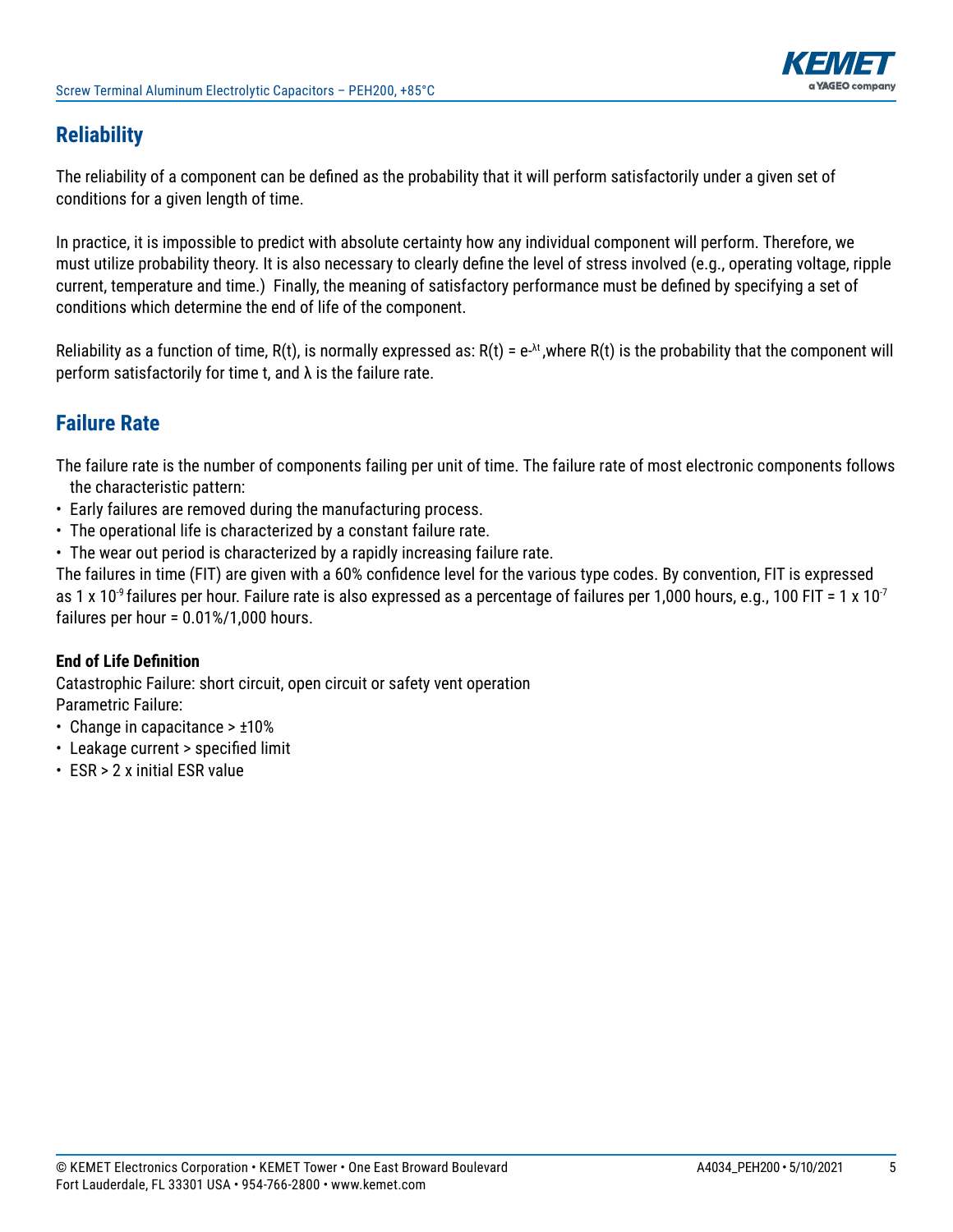## Reliability

The reliability of a component can be defined as the probability that it will perform satisfactorily under a given set of conditions for a given length of time.

In practice, it is impossible to predict with absolute certainty how any individual component will perform. Therefore, we must utilize probability theory. It is also necessary to clearly define the level of stress involved (e.g., operating voltage, ripple current, temperature and time.) Finally, the meaning of satisfactory performance must be defined by specifying a set of conditions which determine the end of life of the component.

Reliability as a function of time, R(t), is normally expressed as: $R(t) = e^{-\lambda t}$,where R(t) is the probability that the component will perform satisfactorily for time t, and λ is the failure rate.

## Failure Rate

The failure rate is the number of components failing per unit of time. The failure rate of most electronic components follows the characteristic pattern:

- Early failures are removed during the manufacturing process.
- The operational life is characterized by a constant failure rate.
- The wear out period is characterized by a rapidly increasing failure rate.

The failures in time (FIT) are given with a 60% confidence level for the various type codes. By convention, FIT is expressed as $1 \times 10^{-9}$ failures per hour. Failure rate is also expressed as a percentage of failures per 1,000 hours, e.g., 100 FIT = $1 \times 10^{-7}$ failures per hour = 0.01%/1,000 hours.

**End of Life Definition**

Catastrophic Failure: short circuit, open circuit or safety vent operation
Parametric Failure:

- Change in capacitance > ±10%
- Leakage current > specified limit
- ESR > 2 x initial ESR value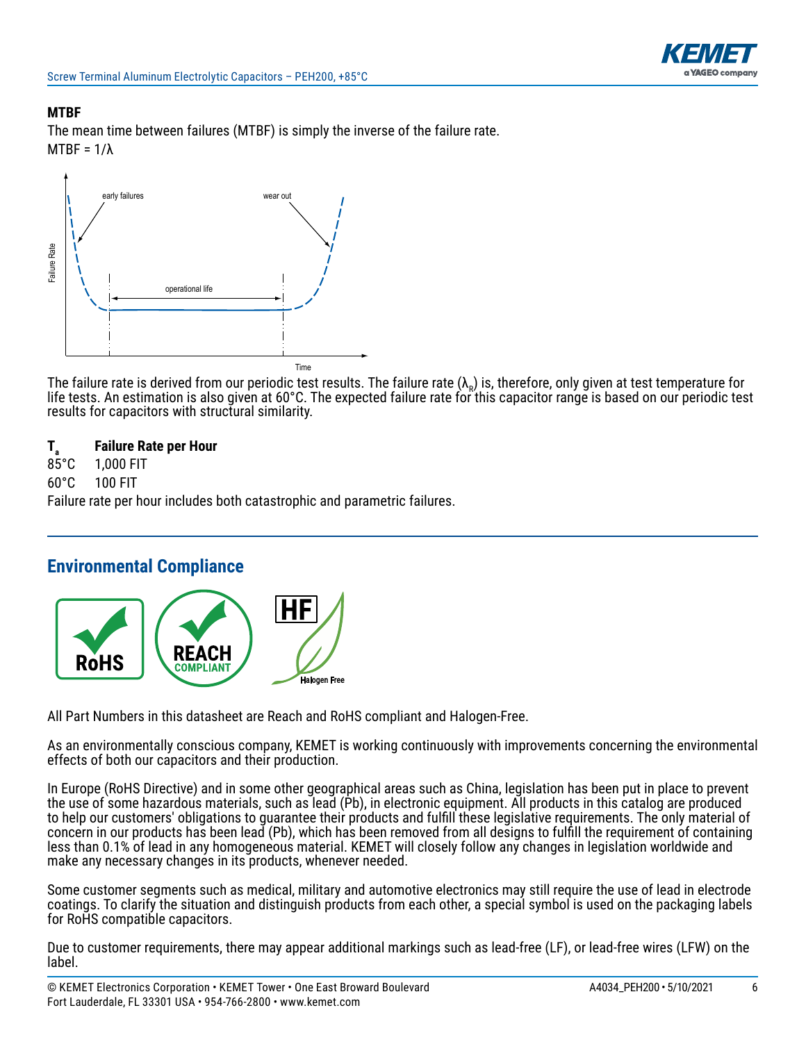### MTBF

The mean time between failures (MTBF) is simply the inverse of the failure rate.

MTBF = 1/λ

The failure rate is derived from our periodic test results. The failure rate ($\lambda_R$) is, therefore, only given at test temperature for life tests. An estimation is also given at 60°C. The expected failure rate for this capacitor range is based on our periodic test results for capacitors with structural similarity.

| $T_a$ | Failure Rate per Hour |
|---|---|
| 85°C | 1,000 FIT |
| 60°C | 100 FIT |

Failure rate per hour includes both catastrophic and parametric failures.

## Environmental Compliance

All Part Numbers in this datasheet are Reach and RoHS compliant and Halogen-Free.

As an environmentally conscious company, KEMET is working continuously with improvements concerning the environmental effects of both our capacitors and their production.

In Europe (RoHS Directive) and in some other geographical areas such as China, legislation has been put in place to prevent the use of some hazardous materials, such as lead (Pb), in electronic equipment. All products in this catalog are produced to help our customers' obligations to guarantee their products and fulfill these legislative requirements. The only material of concern in our products has been lead (Pb), which has been removed from all designs to fulfill the requirement of containing less than 0.1% of lead in any homogeneous material. KEMET will closely follow any changes in legislation worldwide and make any necessary changes in its products, whenever needed.

Some customer segments such as medical, military and automotive electronics may still require the use of lead in electrode coatings. To clarify the situation and distinguish products from each other, a special symbol is used on the packaging labels for RoHS compatible capacitors.

Due to customer requirements, there may appear additional markings such as lead-free (LF), or lead-free wires (LFW) on the label.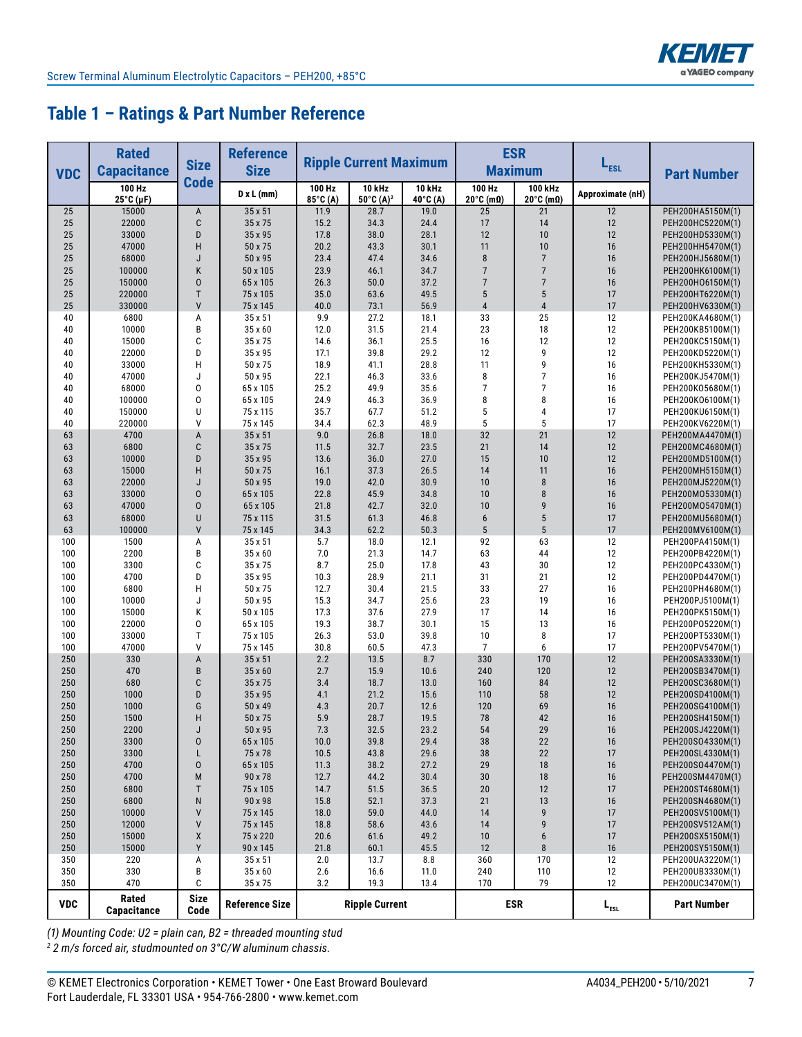## Table 1 – Ratings & Part Number Reference

| VDC | Rated Capacitance | Size Code | Reference Size | Ripple Current Maximum | | | ESR Maximum | | $L_{ESL}$ | Part Number |
|---|---|---|---|---|---|---|---|---|---|---|
| | 100 Hz 25°C (µF) | | D x L (mm) | 100 Hz 85°C (A) | 10 kHz 50°C (A)[2] | 10 kHz 40°C (A) | 100 Hz 20°C (mΩ) | 100 kHz 20°C (mΩ) | Approximate (nH) | |
| 25 | 15000 | A | 35 x 51 | 11.9 | 28.7 | 19.0 | 25 | 21 | 12 | PEH200HA5150M(1) |
| 25 | 22000 | C | 35 x 75 | 15.2 | 34.3 | 24.4 | 17 | 14 | 12 | PEH200HC5220M(1) |
| 25 | 33000 | D | 35 x 95 | 17.8 | 38.0 | 28.1 | 12 | 10 | 12 | PEH200HD5330M(1) |
| 25 | 47000 | H | 50 x 75 | 20.2 | 43.3 | 30.1 | 11 | 10 | 16 | PEH200HH5470M(1) |
| 25 | 68000 | J | 50 x 95 | 23.4 | 47.4 | 34.6 | 8 | 7 | 16 | PEH200HJ5680M(1) |
| 25 | 100000 | K | 50 x 105 | 23.9 | 46.1 | 34.7 | 7 | 7 | 16 | PEH200HK6100M(1) |
| 25 | 150000 | O | 65 x 105 | 26.3 | 50.0 | 37.2 | 7 | 7 | 16 | PEH200HO6150M(1) |
| 25 | 220000 | T | 75 x 105 | 35.0 | 63.6 | 49.5 | 5 | 5 | 17 | PEH200HT6220M(1) |
| 25 | 330000 | V | 75 x 145 | 40.0 | 73.1 | 56.9 | 4 | 4 | 17 | PEH200HV6330M(1) |
| 40 | 6800 | A | 35 x 51 | 9.9 | 27.2 | 18.1 | 33 | 25 | 12 | PEH200KA4680M(1) |
| 40 | 10000 | B | 35 x 60 | 12.0 | 31.5 | 21.4 | 23 | 18 | 12 | PEH200KB5100M(1) |
| 40 | 15000 | C | 35 x 75 | 14.6 | 36.1 | 25.5 | 16 | 12 | 12 | PEH200KC5150M(1) |
| 40 | 22000 | D | 35 x 95 | 17.1 | 39.8 | 29.2 | 12 | 9 | 12 | PEH200KD5220M(1) |
| 40 | 33000 | H | 50 x 75 | 18.9 | 41.1 | 28.8 | 11 | 9 | 16 | PEH200KH5330M(1) |
| 40 | 47000 | J | 50 x 95 | 22.1 | 46.3 | 33.6 | 8 | 7 | 16 | PEH200KJ5470M(1) |
| 40 | 68000 | O | 65 x 105 | 25.2 | 49.9 | 35.6 | 7 | 7 | 16 | PEH200KO5680M(1) |
| 40 | 100000 | O | 65 x 105 | 24.9 | 46.3 | 36.9 | 8 | 8 | 16 | PEH200KO6100M(1) |
| 40 | 150000 | U | 75 x 115 | 35.7 | 67.7 | 51.2 | 5 | 4 | 17 | PEH200KU6150M(1) |
| 40 | 220000 | V | 75 x 145 | 34.4 | 62.3 | 48.9 | 5 | 5 | 17 | PEH200KV6220M(1) |
| 63 | 4700 | A | 35 x 51 | 9.0 | 26.8 | 18.0 | 32 | 21 | 12 | PEH200MA4470M(1) |
| 63 | 6800 | C | 35 x 75 | 11.5 | 32.7 | 23.5 | 21 | 14 | 12 | PEH200MC4680M(1) |
| 63 | 10000 | D | 35 x 95 | 13.6 | 36.0 | 27.0 | 15 | 10 | 12 | PEH200MD5100M(1) |
| 63 | 15000 | H | 50 x 75 | 16.1 | 37.3 | 26.5 | 14 | 11 | 16 | PEH200MH5150M(1) |
| 63 | 22000 | J | 50 x 95 | 19.0 | 42.0 | 30.9 | 10 | 8 | 16 | PEH200MJ5220M(1) |
| 63 | 33000 | O | 65 x 105 | 22.8 | 45.9 | 34.8 | 10 | 8 | 16 | PEH200MO5330M(1) |
| 63 | 47000 | O | 65 x 105 | 21.8 | 42.7 | 32.0 | 10 | 9 | 16 | PEH200MO5470M(1) |
| 63 | 68000 | U | 75 x 115 | 31.5 | 61.3 | 46.8 | 6 | 5 | 17 | PEH200MU5680M(1) |
| 63 | 100000 | V | 75 x 145 | 34.3 | 62.2 | 50.3 | 5 | 5 | 17 | PEH200MV6100M(1) |
| 100 | 1500 | A | 35 x 51 | 5.7 | 18.0 | 12.1 | 92 | 63 | 12 | PEH200PA4150M(1) |
| 100 | 2200 | B | 35 x 60 | 7.0 | 21.3 | 14.7 | 63 | 44 | 12 | PEH200PB4220M(1) |
| 100 | 3300 | C | 35 x 75 | 8.7 | 25.0 | 17.8 | 43 | 30 | 12 | PEH200PC4330M(1) |
| 100 | 4700 | D | 35 x 95 | 10.3 | 28.9 | 21.1 | 31 | 21 | 12 | PEH200PD4470M(1) |
| 100 | 6800 | H | 50 x 75 | 12.7 | 30.4 | 21.5 | 33 | 27 | 16 | PEH200PH4680M(1) |
| 100 | 10000 | J | 50 x 95 | 15.3 | 34.7 | 25.6 | 23 | 19 | 16 | PEH200PJ5100M(1) |
| 100 | 15000 | K | 50 x 105 | 17.3 | 37.6 | 27.9 | 17 | 14 | 16 | PEH200PK5150M(1) |
| 100 | 22000 | O | 65 x 105 | 19.3 | 38.7 | 30.1 | 15 | 13 | 16 | PEH200PO5220M(1) |
| 100 | 33000 | T | 75 x 105 | 26.3 | 53.0 | 39.8 | 10 | 8 | 17 | PEH200PT5330M(1) |
| 100 | 47000 | V | 75 x 145 | 30.8 | 60.5 | 47.3 | 7 | 6 | 17 | PEH200PV5470M(1) |
| 250 | 330 | A | 35 x 51 | 2.2 | 13.5 | 8.7 | 330 | 170 | 12 | PEH200SA3330M(1) |
| 250 | 470 | B | 35 x 60 | 2.7 | 15.9 | 10.6 | 240 | 120 | 12 | PEH200SB3470M(1) |
| 250 | 680 | C | 35 x 75 | 3.4 | 18.7 | 13.0 | 160 | 84 | 12 | PEH200SC3680M(1) |
| 250 | 1000 | D | 35 x 95 | 4.1 | 21.2 | 15.6 | 110 | 58 | 12 | PEH200SD4100M(1) |
| 250 | 1000 | G | 50 x 49 | 4.3 | 20.7 | 12.6 | 120 | 69 | 16 | PEH200SG4100M(1) |
| 250 | 1500 | H | 50 x 75 | 5.9 | 28.7 | 19.5 | 78 | 42 | 16 | PEH200SH4150M(1) |
| 250 | 2200 | J | 50 x 95 | 7.3 | 32.5 | 23.2 | 54 | 29 | 16 | PEH200SJ4220M(1) |
| 250 | 3300 | O | 65 x 105 | 10.0 | 39.8 | 29.4 | 38 | 22 | 16 | PEH200SO4330M(1) |
| 250 | 3300 | L | 75 x 78 | 10.5 | 43.8 | 29.6 | 38 | 22 | 17 | PEH200SL4330M(1) |
| 250 | 4700 | O | 65 x 105 | 11.3 | 38.2 | 27.2 | 29 | 18 | 16 | PEH200SO4470M(1) |
| 250 | 4700 | M | 90 x 78 | 12.7 | 44.2 | 30.4 | 30 | 18 | 16 | PEH200SM4470M(1) |
| 250 | 6800 | T | 75 x 105 | 14.7 | 51.5 | 36.5 | 20 | 12 | 17 | PEH200ST4680M(1) |
| 250 | 6800 | N | 90 x 98 | 15.8 | 52.1 | 37.3 | 21 | 13 | 16 | PEH200SN4680M(1) |
| 250 | 10000 | V | 75 x 145 | 18.0 | 59.0 | 44.0 | 14 | 9 | 17 | PEH200SV5100M(1) |
| 250 | 12000 | V | 75 x 145 | 18.8 | 58.6 | 43.6 | 14 | 9 | 17 | PEH200SV512AM(1) |
| 250 | 15000 | X | 75 x 220 | 20.6 | 61.6 | 49.2 | 10 | 6 | 17 | PEH200SX5150M(1) |
| 250 | 15000 | Y | 90 x 145 | 21.8 | 60.1 | 45.5 | 12 | 8 | 16 | PEH200SY5150M(1) |
| 350 | 220 | A | 35 x 51 | 2.0 | 13.7 | 8.8 | 360 | 170 | 12 | PEH200UA3220M(1) |
| 350 | 330 | B | 35 x 60 | 2.6 | 16.6 | 11.0 | 240 | 110 | 12 | PEH200UB3330M(1) |
| 350 | 470 | C | 35 x 75 | 3.2 | 19.3 | 13.4 | 170 | 79 | 12 | PEH200UC3470M(1) |
| VDC | Rated Capacitance | Size Code | Reference Size | Ripple Current | | | ESR | | $L_{ESL}$ | Part Number |

*(1) Mounting Code: U2 = plain can, B2 = threaded mounting stud*

*[2] 2 m/s forced air, studmounted on 3°C/W aluminum chassis.*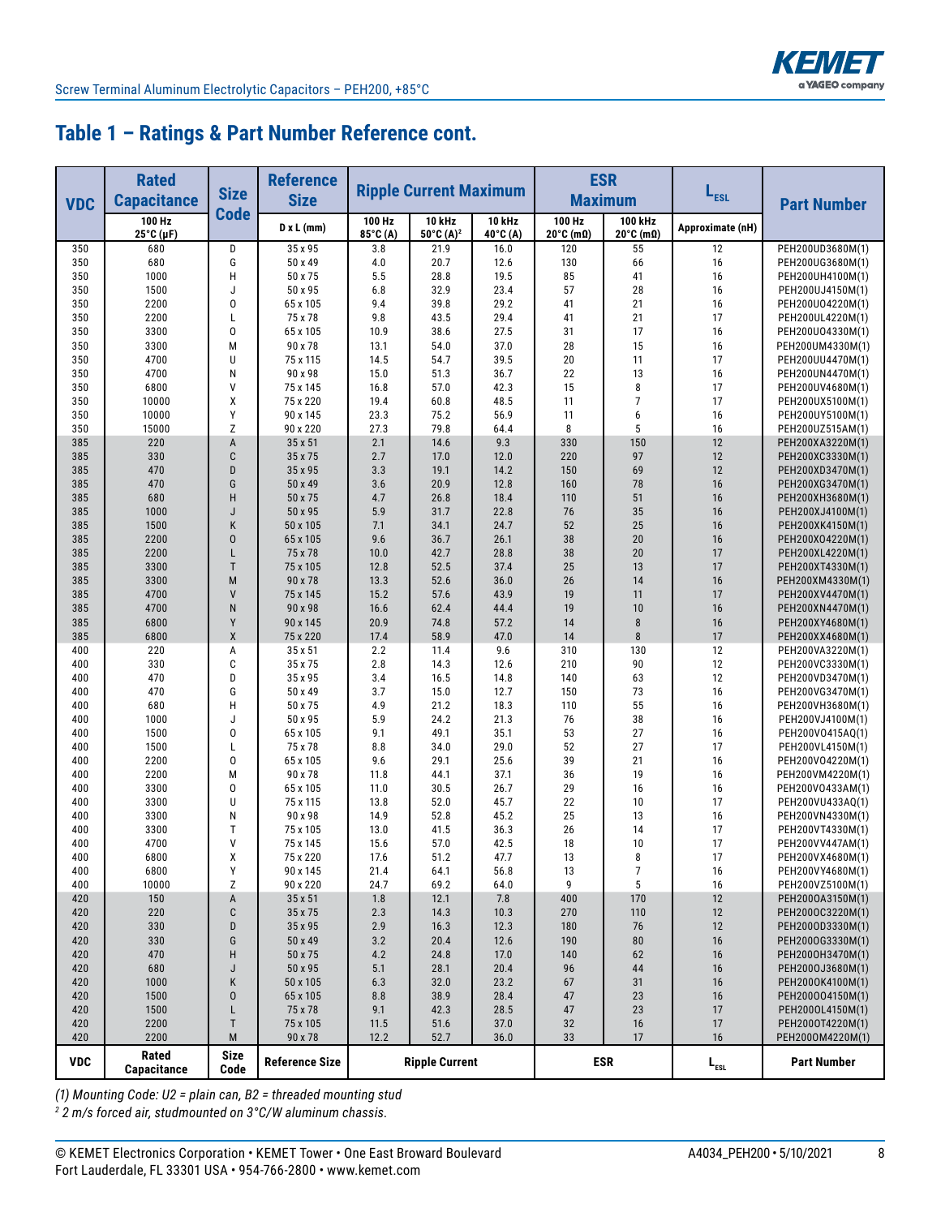## Table 1 – Ratings & Part Number Reference cont.

| VDC | Rated Capacitance | Size Code | Reference Size | Ripple Current Maximum | | | ESR Maximum | | $L_{ESL}$ | Part Number |
|---|---|---|---|---|---|---|---|---|---|---|
| | 100 Hz 25°C (µF) | | D x L (mm) | 100 Hz 85°C (A) | 10 kHz 50°C (A)[2] | 10 kHz 40°C (A) | 100 Hz 20°C (mΩ) | 100 kHz 20°C (mΩ) | Approximate (nH) | |
| 350 | 680 | D | 35 x 95 | 3.8 | 21.9 | 16.0 | 120 | 55 | 12 | PEH200UD3680M(1) |
| 350 | 680 | G | 50 x 49 | 4.0 | 20.7 | 12.6 | 130 | 66 | 16 | PEH200UG3680M(1) |
| 350 | 1000 | H | 50 x 75 | 5.5 | 28.8 | 19.5 | 85 | 41 | 16 | PEH200UH4100M(1) |
| 350 | 1500 | J | 50 x 95 | 6.8 | 32.9 | 23.4 | 57 | 28 | 16 | PEH200UJ4150M(1) |
| 350 | 2200 | O | 65 x 105 | 9.4 | 39.8 | 29.2 | 41 | 21 | 16 | PEH200UO4220M(1) |
| 350 | 2200 | L | 75 x 78 | 9.8 | 43.5 | 29.4 | 41 | 21 | 17 | PEH200UL4220M(1) |
| 350 | 3300 | O | 65 x 105 | 10.9 | 38.6 | 27.5 | 31 | 17 | 16 | PEH200UO4330M(1) |
| 350 | 3300 | M | 90 x 78 | 13.1 | 54.0 | 37.0 | 28 | 15 | 16 | PEH200UM4330M(1) |
| 350 | 4700 | U | 75 x 115 | 14.5 | 54.7 | 39.5 | 20 | 11 | 17 | PEH200UU4470M(1) |
| 350 | 4700 | N | 90 x 98 | 15.0 | 51.3 | 36.7 | 22 | 13 | 16 | PEH200UN4470M(1) |
| 350 | 6800 | V | 75 x 145 | 16.8 | 57.0 | 42.3 | 15 | 8 | 17 | PEH200UV4680M(1) |
| 350 | 10000 | X | 75 x 220 | 19.4 | 60.8 | 48.5 | 11 | 7 | 17 | PEH200UX5100M(1) |
| 350 | 10000 | Y | 90 x 145 | 23.3 | 75.2 | 56.9 | 11 | 6 | 16 | PEH200UY5100M(1) |
| 350 | 15000 | Z | 90 x 220 | 27.3 | 79.8 | 64.4 | 8 | 5 | 16 | PEH200UZ515AM(1) |
| 385 | 220 | A | 35 x 51 | 2.1 | 14.6 | 9.3 | 330 | 150 | 12 | PEH200XA3220M(1) |
| 385 | 330 | C | 35 x 75 | 2.7 | 17.0 | 12.0 | 220 | 97 | 12 | PEH200XC3330M(1) |
| 385 | 470 | D | 35 x 95 | 3.3 | 19.1 | 14.2 | 150 | 69 | 12 | PEH200XD3470M(1) |
| 385 | 470 | G | 50 x 49 | 3.6 | 20.9 | 12.8 | 160 | 78 | 16 | PEH200XG3470M(1) |
| 385 | 680 | H | 50 x 75 | 4.7 | 26.8 | 18.4 | 110 | 51 | 16 | PEH200XH3680M(1) |
| 385 | 1000 | J | 50 x 95 | 5.9 | 31.7 | 22.8 | 76 | 35 | 16 | PEH200XJ4100M(1) |
| 385 | 1500 | K | 50 x 105 | 7.1 | 34.1 | 24.7 | 52 | 25 | 16 | PEH200XK4150M(1) |
| 385 | 2200 | O | 65 x 105 | 9.6 | 36.7 | 26.1 | 38 | 20 | 16 | PEH200XO4220M(1) |
| 385 | 2200 | L | 75 x 78 | 10.0 | 42.7 | 28.8 | 38 | 20 | 17 | PEH200XL4220M(1) |
| 385 | 3300 | T | 75 x 105 | 12.8 | 52.5 | 37.4 | 25 | 13 | 17 | PEH200XT4330M(1) |
| 385 | 3300 | M | 90 x 78 | 13.3 | 52.6 | 36.0 | 26 | 14 | 16 | PEH200XM4330M(1) |
| 385 | 4700 | V | 75 x 145 | 15.2 | 57.6 | 43.9 | 19 | 11 | 17 | PEH200XV4470M(1) |
| 385 | 4700 | N | 90 x 98 | 16.6 | 62.4 | 44.4 | 19 | 10 | 16 | PEH200XN4470M(1) |
| 385 | 6800 | Y | 90 x 145 | 20.9 | 74.8 | 57.2 | 14 | 8 | 16 | PEH200XY4680M(1) |
| 385 | 6800 | X | 75 x 220 | 17.4 | 58.9 | 47.0 | 14 | 8 | 17 | PEH200XX4680M(1) |
| 400 | 220 | A | 35 x 51 | 2.2 | 11.4 | 9.6 | 310 | 130 | 12 | PEH200VA3220M(1) |
| 400 | 330 | C | 35 x 75 | 2.8 | 14.3 | 12.6 | 210 | 90 | 12 | PEH200VC3330M(1) |
| 400 | 470 | D | 35 x 95 | 3.4 | 16.5 | 14.8 | 140 | 63 | 12 | PEH200VD3470M(1) |
| 400 | 470 | G | 50 x 49 | 3.7 | 15.0 | 12.7 | 150 | 73 | 16 | PEH200VG3470M(1) |
| 400 | 680 | H | 50 x 75 | 4.9 | 21.2 | 18.3 | 110 | 55 | 16 | PEH200VH3680M(1) |
| 400 | 1000 | J | 50 x 95 | 5.9 | 24.2 | 21.3 | 76 | 38 | 16 | PEH200VJ4100M(1) |
| 400 | 1500 | O | 65 x 105 | 9.1 | 49.1 | 35.1 | 53 | 27 | 16 | PEH200VO415AQ(1) |
| 400 | 1500 | L | 75 x 78 | 8.8 | 34.0 | 29.0 | 52 | 27 | 17 | PEH200VL4150M(1) |
| 400 | 2200 | O | 65 x 105 | 9.6 | 29.1 | 25.6 | 39 | 21 | 16 | PEH200VO4220M(1) |
| 400 | 2200 | M | 90 x 78 | 11.8 | 44.1 | 37.1 | 36 | 19 | 16 | PEH200VM4220M(1) |
| 400 | 3300 | O | 65 x 105 | 11.0 | 30.5 | 26.7 | 29 | 16 | 16 | PEH200VO433AM(1) |
| 400 | 3300 | U | 75 x 115 | 13.8 | 52.0 | 45.7 | 22 | 10 | 17 | PEH200VU433AQ(1) |
| 400 | 3300 | N | 90 x 98 | 14.9 | 52.8 | 45.2 | 25 | 13 | 16 | PEH200VN4330M(1) |
| 400 | 3300 | T | 75 x 105 | 13.0 | 41.5 | 36.3 | 26 | 14 | 17 | PEH200VT4330M(1) |
| 400 | 4700 | V | 75 x 145 | 15.6 | 57.0 | 42.5 | 18 | 10 | 17 | PEH200VV447AM(1) |
| 400 | 6800 | X | 75 x 220 | 17.6 | 51.2 | 47.7 | 13 | 8 | 17 | PEH200VX4680M(1) |
| 400 | 6800 | Y | 90 x 145 | 21.4 | 64.1 | 56.8 | 13 | 7 | 16 | PEH200VY4680M(1) |
| 400 | 10000 | Z | 90 x 220 | 24.7 | 69.2 | 64.0 | 9 | 5 | 16 | PEH200VZ5100M(1) |
| 420 | 150 | A | 35 x 51 | 1.8 | 12.1 | 7.8 | 400 | 170 | 12 | PEH200OA3150M(1) |
| 420 | 220 | C | 35 x 75 | 2.3 | 14.3 | 10.3 | 270 | 110 | 12 | PEH200OC3220M(1) |
| 420 | 330 | D | 35 x 95 | 2.9 | 16.3 | 12.3 | 180 | 76 | 12 | PEH200OD3330M(1) |
| 420 | 330 | G | 50 x 49 | 3.2 | 20.4 | 12.6 | 190 | 80 | 16 | PEH200OG3330M(1) |
| 420 | 470 | H | 50 x 75 | 4.2 | 24.8 | 17.0 | 140 | 62 | 16 | PEH200OH3470M(1) |
| 420 | 680 | J | 50 x 95 | 5.1 | 28.1 | 20.4 | 96 | 44 | 16 | PEH200OJ3680M(1) |
| 420 | 1000 | K | 50 x 105 | 6.3 | 32.0 | 23.2 | 67 | 31 | 16 | PEH200OK4100M(1) |
| 420 | 1500 | O | 65 x 105 | 8.8 | 38.9 | 28.4 | 47 | 23 | 16 | PEH200OO4150M(1) |
| 420 | 1500 | L | 75 x 78 | 9.1 | 42.3 | 28.5 | 47 | 23 | 17 | PEH200OL4150M(1) |
| 420 | 2200 | T | 75 x 105 | 11.5 | 51.6 | 37.0 | 32 | 16 | 17 | PEH200OT4220M(1) |
| 420 | 2200 | M | 90 x 78 | 12.2 | 52.7 | 36.0 | 33 | 17 | 16 | PEH200OM4220M(1) |
| VDC | Rated Capacitance | Size Code | Reference Size | Ripple Current | | | ESR | | $L_{ESL}$ | Part Number |

*(1) Mounting Code: U2 = plain can, B2 = threaded mounting stud*

*[2] 2 m/s forced air, studmounted on 3°C/W aluminum chassis.*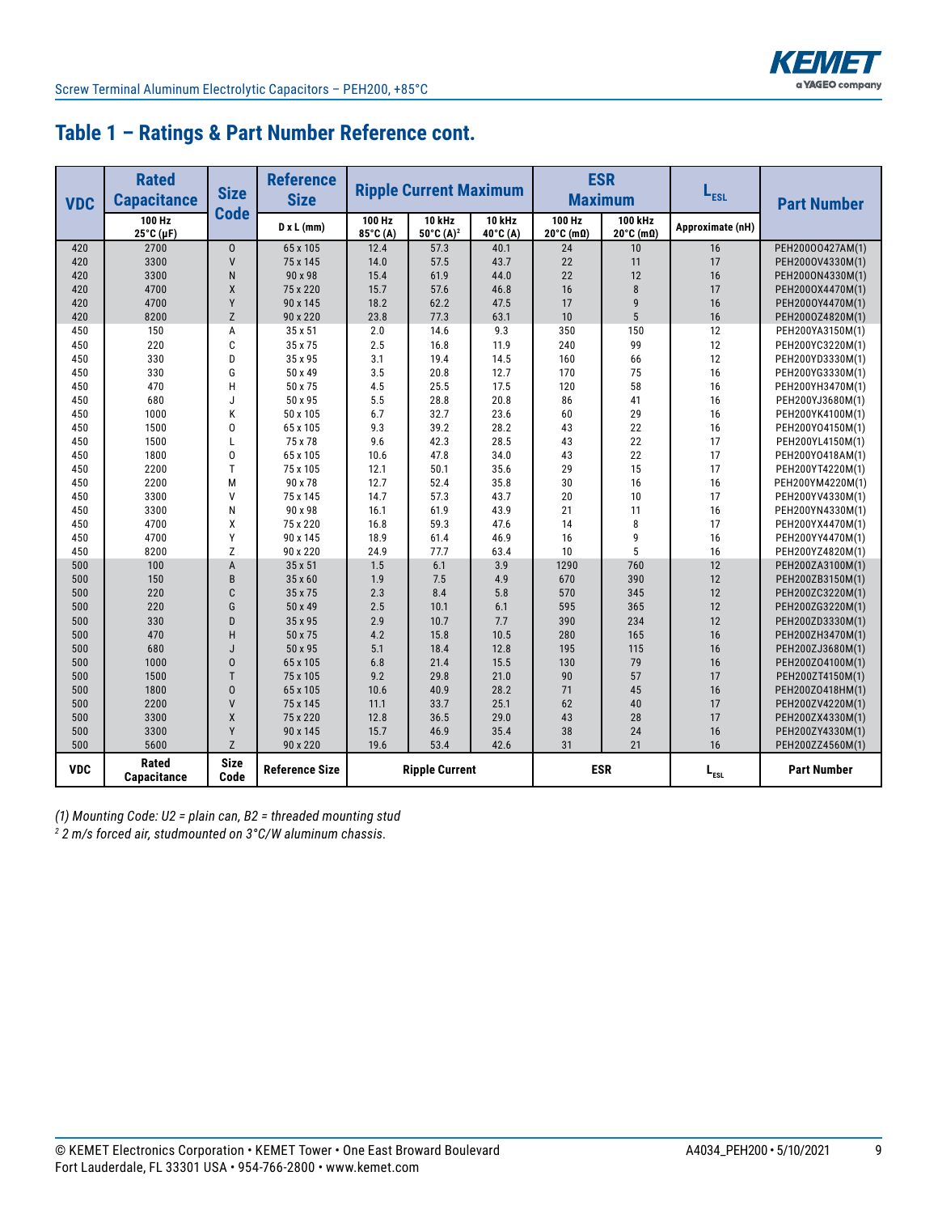## Table 1 – Ratings & Part Number Reference cont.

| VDC | Rated Capacitance | Size Code | Reference Size | Ripple Current Maximum | | | ESR Maximum | | $L_{ESL}$ | Part Number |
|---|---|---|---|---|---|---|---|---|---|---|
| | 100 Hz 25°C (µF) | | D x L (mm) | 100 Hz 85°C (A) | 10 kHz 50°C (A)[2] | 10 kHz 40°C (A) | 100 Hz 20°C (mΩ) | 100 kHz 20°C (mΩ) | Approximate (nH) | |
| 420 | 2700 | O | 65 x 105 | 12.4 | 57.3 | 40.1 | 24 | 10 | 16 | PEH200O0427AM(1) |
| 420 | 3300 | V | 75 x 145 | 14.0 | 57.5 | 43.7 | 22 | 11 | 17 | PEH200OV4330M(1) |
| 420 | 3300 | N | 90 x 98 | 15.4 | 61.9 | 44.0 | 22 | 12 | 16 | PEH200ON4330M(1) |
| 420 | 4700 | X | 75 x 220 | 15.7 | 57.6 | 46.8 | 16 | 8 | 17 | PEH200OX4470M(1) |
| 420 | 4700 | Y | 90 x 145 | 18.2 | 62.2 | 47.5 | 17 | 9 | 16 | PEH200OY4470M(1) |
| 420 | 8200 | Z | 90 x 220 | 23.8 | 77.3 | 63.1 | 10 | 5 | 16 | PEH200OZ4820M(1) |
| 450 | 150 | A | 35 x 51 | 2.0 | 14.6 | 9.3 | 350 | 150 | 12 | PEH200YA3150M(1) |
| 450 | 220 | C | 35 x 75 | 2.5 | 16.8 | 11.9 | 240 | 99 | 12 | PEH200YC3220M(1) |
| 450 | 330 | D | 35 x 95 | 3.1 | 19.4 | 14.5 | 160 | 66 | 12 | PEH200YD3330M(1) |
| 450 | 330 | G | 50 x 49 | 3.5 | 20.8 | 12.7 | 170 | 75 | 16 | PEH200YG3330M(1) |
| 450 | 470 | H | 50 x 75 | 4.5 | 25.5 | 17.5 | 120 | 58 | 16 | PEH200YH3470M(1) |
| 450 | 680 | J | 50 x 95 | 5.5 | 28.8 | 20.8 | 86 | 41 | 16 | PEH200YJ3680M(1) |
| 450 | 1000 | K | 50 x 105 | 6.7 | 32.7 | 23.6 | 60 | 29 | 16 | PEH200YK4100M(1) |
| 450 | 1500 | O | 65 x 105 | 9.3 | 39.2 | 28.2 | 43 | 22 | 16 | PEH200YO4150M(1) |
| 450 | 1500 | L | 75 x 78 | 9.6 | 42.3 | 28.5 | 43 | 22 | 17 | PEH200YL4150M(1) |
| 450 | 1800 | O | 65 x 105 | 10.6 | 47.8 | 34.0 | 43 | 22 | 17 | PEH200YO418AM(1) |
| 450 | 2200 | T | 75 x 105 | 12.1 | 50.1 | 35.6 | 29 | 15 | 17 | PEH200YT4220M(1) |
| 450 | 2200 | M | 90 x 78 | 12.7 | 52.4 | 35.8 | 30 | 16 | 16 | PEH200YM4220M(1) |
| 450 | 3300 | V | 75 x 145 | 14.7 | 57.3 | 43.7 | 20 | 10 | 17 | PEH200YV4330M(1) |
| 450 | 3300 | N | 90 x 98 | 16.1 | 61.9 | 43.9 | 21 | 11 | 16 | PEH200YN4330M(1) |
| 450 | 4700 | X | 75 x 220 | 16.8 | 59.3 | 47.6 | 14 | 8 | 17 | PEH200YX4470M(1) |
| 450 | 4700 | Y | 90 x 145 | 18.9 | 61.4 | 46.9 | 16 | 9 | 16 | PEH200YY4470M(1) |
| 450 | 8200 | Z | 90 x 220 | 24.9 | 77.7 | 63.4 | 10 | 5 | 16 | PEH200YZ4820M(1) |
| 500 | 100 | A | 35 x 51 | 1.5 | 6.1 | 3.9 | 1290 | 760 | 12 | PEH200ZA3100M(1) |
| 500 | 150 | B | 35 x 60 | 1.9 | 7.5 | 4.9 | 670 | 390 | 12 | PEH200ZB3150M(1) |
| 500 | 220 | C | 35 x 75 | 2.3 | 8.4 | 5.8 | 570 | 345 | 12 | PEH200ZC3220M(1) |
| 500 | 220 | G | 50 x 49 | 2.5 | 10.1 | 6.1 | 595 | 365 | 12 | PEH200ZG3220M(1) |
| 500 | 330 | D | 35 x 95 | 2.9 | 10.7 | 7.7 | 390 | 234 | 12 | PEH200ZD3330M(1) |
| 500 | 470 | H | 50 x 75 | 4.2 | 15.8 | 10.5 | 280 | 165 | 16 | PEH200ZH3470M(1) |
| 500 | 680 | J | 50 x 95 | 5.1 | 18.4 | 12.8 | 195 | 115 | 16 | PEH200ZJ3680M(1) |
| 500 | 1000 | O | 65 x 105 | 6.8 | 21.4 | 15.5 | 130 | 79 | 16 | PEH200ZO4100M(1) |
| 500 | 1500 | T | 75 x 105 | 9.2 | 29.8 | 21.0 | 90 | 57 | 17 | PEH200ZT4150M(1) |
| 500 | 1800 | O | 65 x 105 | 10.6 | 40.9 | 28.2 | 71 | 45 | 16 | PEH200ZO418HM(1) |
| 500 | 2200 | V | 75 x 145 | 11.1 | 33.7 | 25.1 | 62 | 40 | 17 | PEH200ZV4220M(1) |
| 500 | 3300 | X | 75 x 220 | 12.8 | 36.5 | 29.0 | 43 | 28 | 17 | PEH200ZX4330M(1) |
| 500 | 3300 | Y | 90 x 145 | 15.7 | 46.9 | 35.4 | 38 | 24 | 16 | PEH200ZY4330M(1) |
| 500 | 5600 | Z | 90 x 220 | 19.6 | 53.4 | 42.6 | 31 | 21 | 16 | PEH200ZZ4560M(1) |
| VDC | Rated Capacitance | Size Code | Reference Size | Ripple Current | | | ESR | | $L_{ESL}$ | Part Number |

*(1) Mounting Code: U2 = plain can, B2 = threaded mounting stud*

*[2] 2 m/s forced air, studmounted on 3°C/W aluminum chassis.*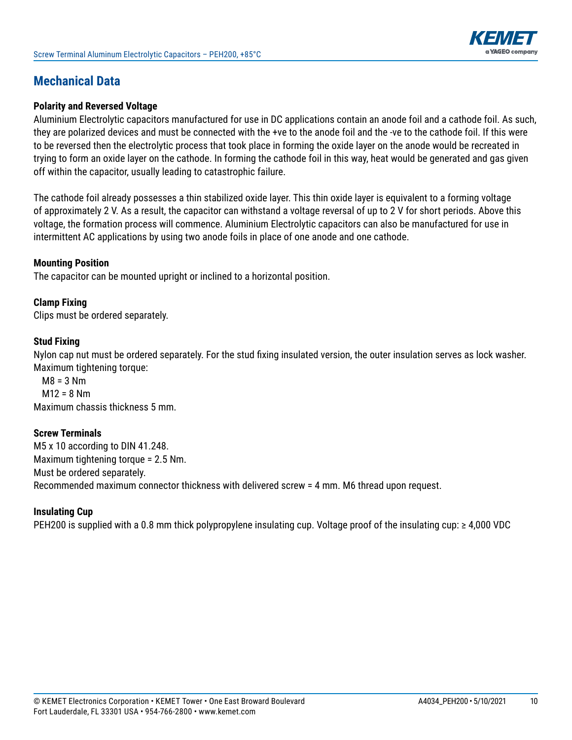## Mechanical Data

**Polarity and Reversed Voltage**

Aluminium Electrolytic capacitors manufactured for use in DC applications contain an anode foil and a cathode foil. As such, they are polarized devices and must be connected with the +ve to the anode foil and the -ve to the cathode foil. If this were to be reversed then the electrolytic process that took place in forming the oxide layer on the anode would be recreated in trying to form an oxide layer on the cathode. In forming the cathode foil in this way, heat would be generated and gas given off within the capacitor, usually leading to catastrophic failure.

The cathode foil already possesses a thin stabilized oxide layer. This thin oxide layer is equivalent to a forming voltage of approximately 2 V. As a result, the capacitor can withstand a voltage reversal of up to 2 V for short periods. Above this voltage, the formation process will commence. Aluminium Electrolytic capacitors can also be manufactured for use in intermittent AC applications by using two anode foils in place of one anode and one cathode.

**Mounting Position**

The capacitor can be mounted upright or inclined to a horizontal position.

**Clamp Fixing**

Clips must be ordered separately.

**Stud Fixing**

Nylon cap nut must be ordered separately. For the stud fixing insulated version, the outer insulation serves as lock washer.
Maximum tightening torque:

M8 = 3 Nm
M12 = 8 Nm

Maximum chassis thickness 5 mm.

**Screw Terminals**

M5 x 10 according to DIN 41.248.
Maximum tightening torque = 2.5 Nm.
Must be ordered separately.
Recommended maximum connector thickness with delivered screw = 4 mm. M6 thread upon request.

**Insulating Cup**

PEH200 is supplied with a 0.8 mm thick polypropylene insulating cup. Voltage proof of the insulating cup: ≥ 4,000 VDC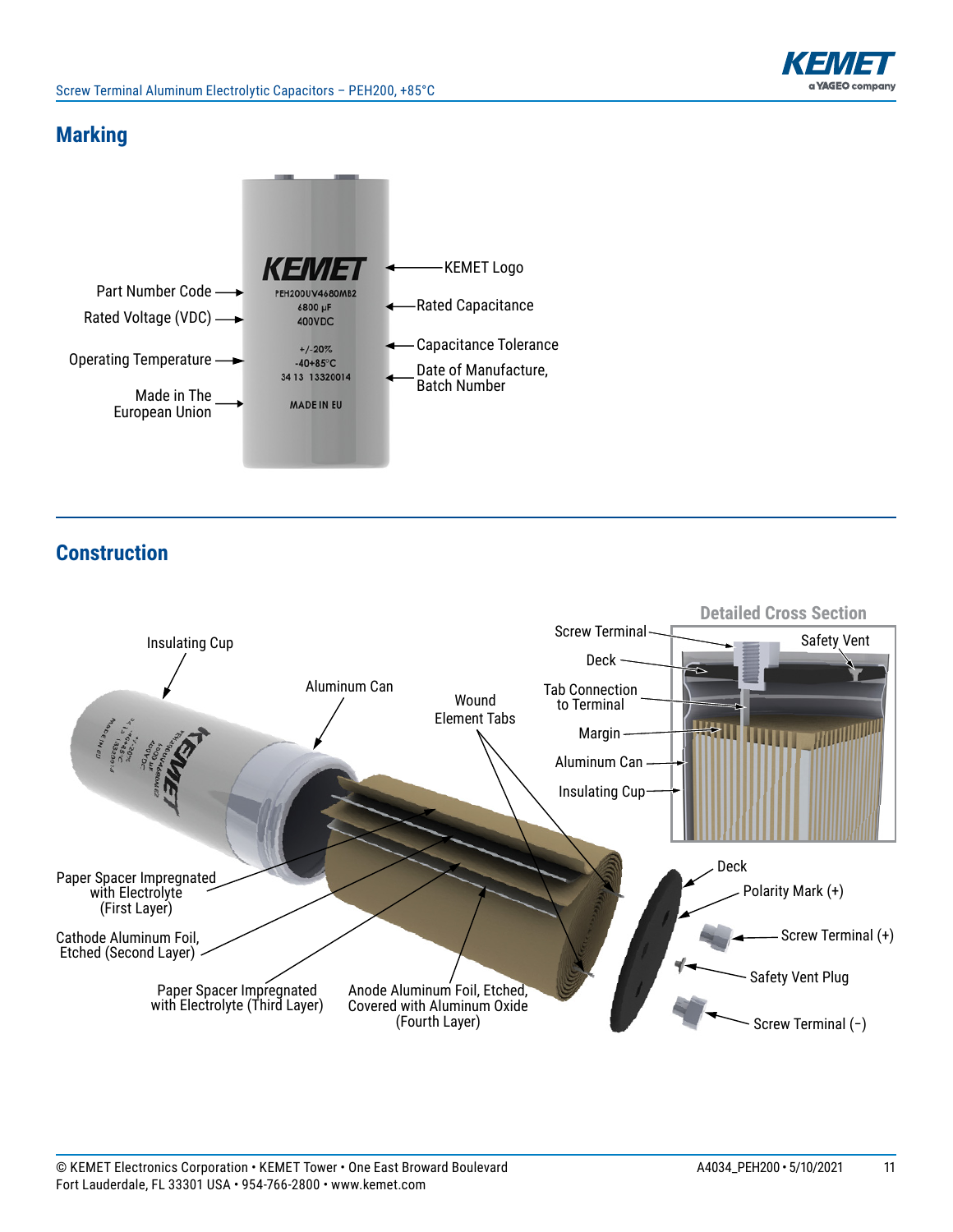## Marking

Part Number Code
Rated Voltage (VDC)
Operating Temperature
Made in The European Union

KEMET Logo
Rated Capacitance
Capacitance Tolerance
Date of Manufacture, Batch Number

KEMET
PEH200UV4680MB2
6800 µF
400VDC
+/-20%
-40+85°C
34 13 13320014
MADE IN EU

## Construction

Insulating Cup
Aluminum Can
Wound Element Tabs
Paper Spacer Impregnated with Electrolyte (First Layer)
Cathode Aluminum Foil, Etched (Second Layer)
Paper Spacer Impregnated with Electrolyte (Third Layer)
Anode Aluminum Foil, Etched, Covered with Aluminum Oxide (Fourth Layer)
Deck
Polarity Mark (+)
Screw Terminal (+)
Safety Vent Plug
Screw Terminal (−)

Detailed Cross Section

Screw Terminal
Safety Vent
Deck
Tab Connection to Terminal
Margin
Aluminum Can
Insulating Cup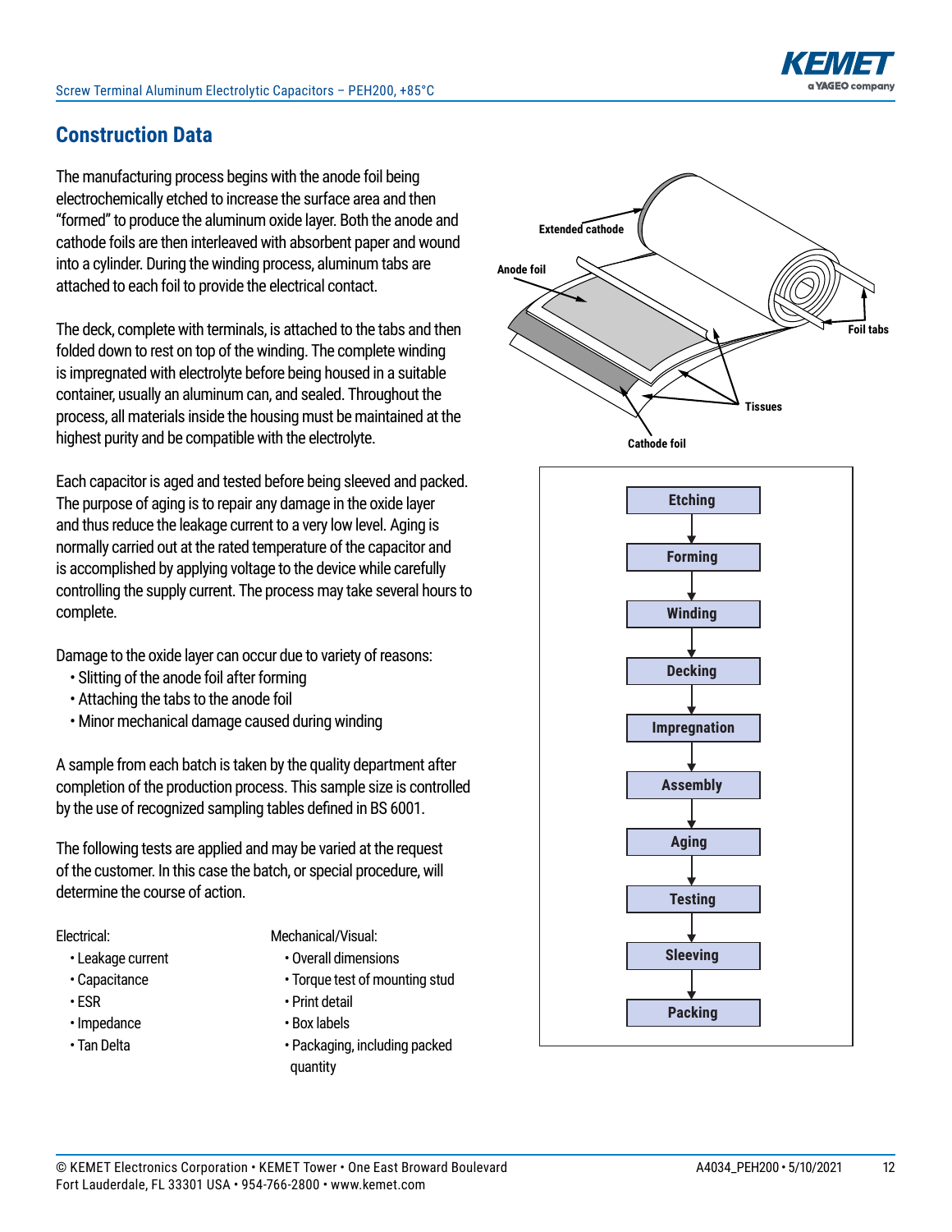## Construction Data

The manufacturing process begins with the anode foil being electrochemically etched to increase the surface area and then "formed" to produce the aluminum oxide layer. Both the anode and cathode foils are then interleaved with absorbent paper and wound into a cylinder. During the winding process, aluminum tabs are attached to each foil to provide the electrical contact.

The deck, complete with terminals, is attached to the tabs and then folded down to rest on top of the winding. The complete winding is impregnated with electrolyte before being housed in a suitable container, usually an aluminum can, and sealed. Throughout the process, all materials inside the housing must be maintained at the highest purity and be compatible with the electrolyte.

Each capacitor is aged and tested before being sleeved and packed. The purpose of aging is to repair any damage in the oxide layer and thus reduce the leakage current to a very low level. Aging is normally carried out at the rated temperature of the capacitor and is accomplished by applying voltage to the device while carefully controlling the supply current. The process may take several hours to complete.

Damage to the oxide layer can occur due to variety of reasons:

- Slitting of the anode foil after forming
- Attaching the tabs to the anode foil
- Minor mechanical damage caused during winding

A sample from each batch is taken by the quality department after completion of the production process. This sample size is controlled by the use of recognized sampling tables defined in BS 6001.

The following tests are applied and may be varied at the request of the customer. In this case the batch, or special procedure, will determine the course of action.

Electrical:

- Leakage current
- Capacitance
- ESR
- Impedance
- Tan Delta

Mechanical/Visual:

- Overall dimensions
- Torque test of mounting stud
- Print detail
- Box labels
- Packaging, including packed quantity

Extended cathode
Anode foil
Foil tabs
Tissues
Cathode foil

Etching → Forming → Winding → Decking → Impregnation → Assembly → Aging → Testing → Sleeving → Packing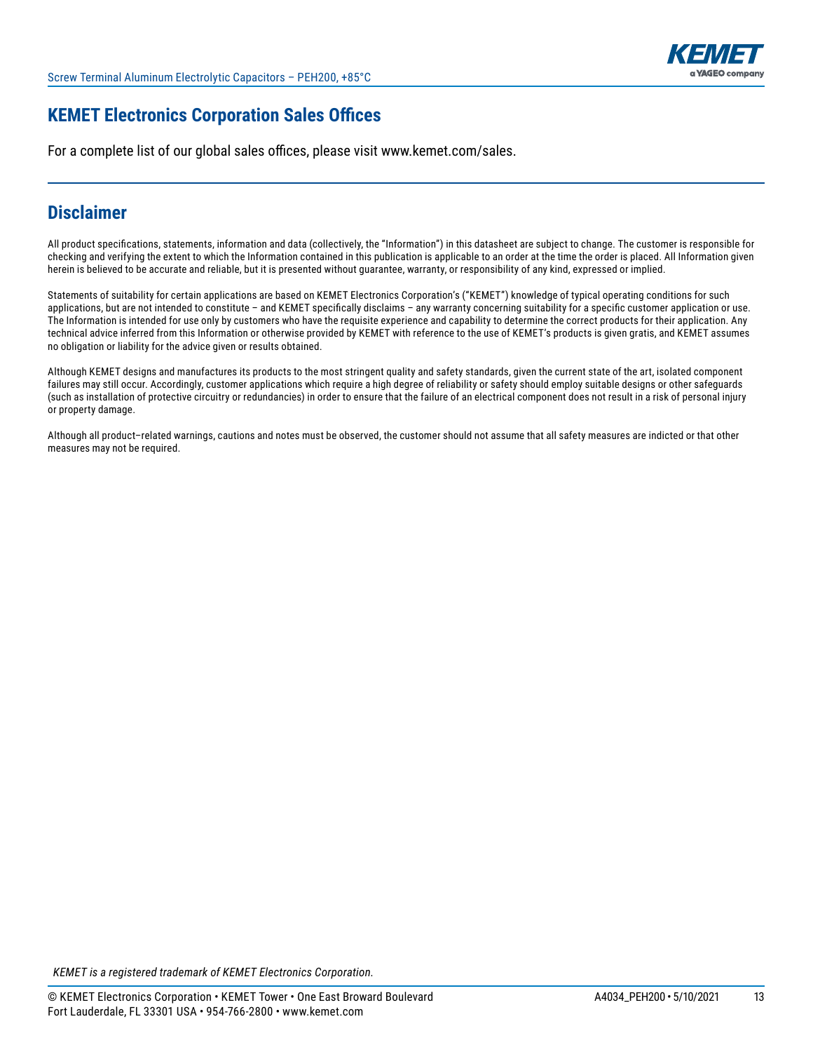## KEMET Electronics Corporation Sales Offices

For a complete list of our global sales offices, please visit www.kemet.com/sales.

## Disclaimer

All product specifications, statements, information and data (collectively, the "Information") in this datasheet are subject to change. The customer is responsible for checking and verifying the extent to which the Information contained in this publication is applicable to an order at the time the order is placed. All Information given herein is believed to be accurate and reliable, but it is presented without guarantee, warranty, or responsibility of any kind, expressed or implied.

Statements of suitability for certain applications are based on KEMET Electronics Corporation's ("KEMET") knowledge of typical operating conditions for such applications, but are not intended to constitute – and KEMET specifically disclaims – any warranty concerning suitability for a specific customer application or use. The Information is intended for use only by customers who have the requisite experience and capability to determine the correct products for their application. Any technical advice inferred from this Information or otherwise provided by KEMET with reference to the use of KEMET's products is given gratis, and KEMET assumes no obligation or liability for the advice given or results obtained.

Although KEMET designs and manufactures its products to the most stringent quality and safety standards, given the current state of the art, isolated component failures may still occur. Accordingly, customer applications which require a high degree of reliability or safety should employ suitable designs or other safeguards (such as installation of protective circuitry or redundancies) in order to ensure that the failure of an electrical component does not result in a risk of personal injury or property damage.

Although all product–related warnings, cautions and notes must be observed, the customer should not assume that all safety measures are indicted or that other measures may not be required.

*KEMET is a registered trademark of KEMET Electronics Corporation.*